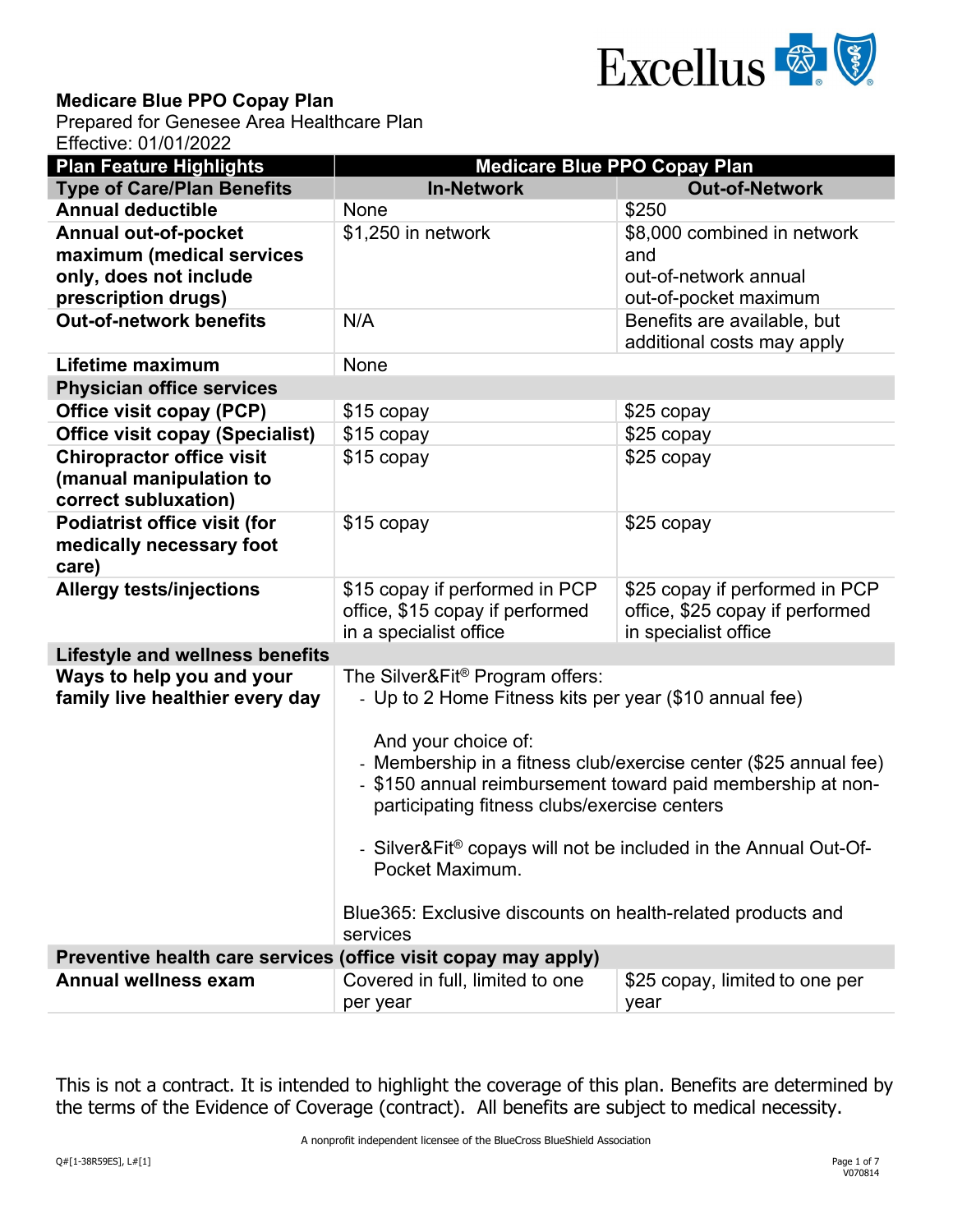**Medicare Blue PPO Copay Plan**
Prepared for Genesee Area Healthcare Plan
Effective: 01/01/2022

| Plan Feature Highlights | Medicare Blue PPO Copay Plan | |
|---|---|---|
| **Type of Care/Plan Benefits** | **In-Network** | **Out-of-Network** |
| **Annual deductible** | None | $250 |
| **Annual out-of-pocket maximum (medical services only, does not include prescription drugs)** | $1,250 in network | $8,000 combined in network and out-of-network annual out-of-pocket maximum |
| **Out-of-network benefits** | N/A | Benefits are available, but additional costs may apply |
| **Lifetime maximum** | None | |
| **Physician office services** | | |
| **Office visit copay (PCP)** | $15 copay | $25 copay |
| **Office visit copay (Specialist)** | $15 copay | $25 copay |
| **Chiropractor office visit (manual manipulation to correct subluxation)** | $15 copay | $25 copay |
| **Podiatrist office visit (for medically necessary foot care)** | $15 copay | $25 copay |
| **Allergy tests/injections** | $15 copay if performed in PCP office, $15 copay if performed in a specialist office | $25 copay if performed in PCP office, $25 copay if performed in specialist office |
| **Lifestyle and wellness benefits** | | |
| **Ways to help you and your family live healthier every day** | The Silver&Fit® Program offers:<br>- Up to 2 Home Fitness kits per year ($10 annual fee)<br><br>And your choice of:<br>- Membership in a fitness club/exercise center ($25 annual fee)<br>- $150 annual reimbursement toward paid membership at non-participating fitness clubs/exercise centers<br><br>- Silver&Fit® copays will not be included in the Annual Out-Of-Pocket Maximum.<br><br>Blue365: Exclusive discounts on health-related products and services | |
| **Preventive health care services (office visit copay may apply)** | | |
| **Annual wellness exam** | Covered in full, limited to one per year | $25 copay, limited to one per year |

This is not a contract. It is intended to highlight the coverage of this plan. Benefits are determined by the terms of the Evidence of Coverage (contract). All benefits are subject to medical necessity.

A nonprofit independent licensee of the BlueCross BlueShield Association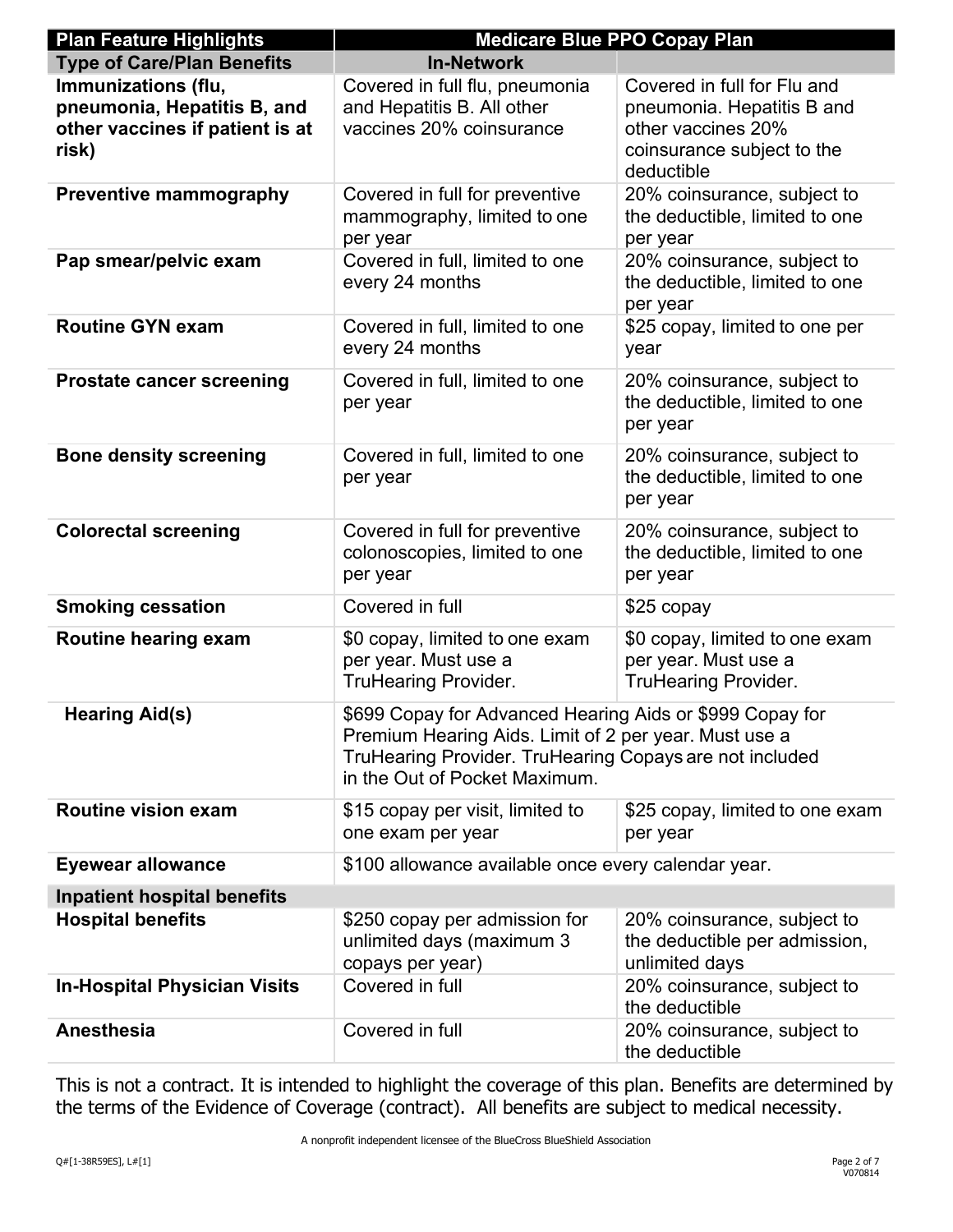| Plan Feature Highlights | Medicare Blue PPO Copay Plan | |
|---|---|---|
| **Type of Care/Plan Benefits** | **In-Network** | |
| **Immunizations (flu, pneumonia, Hepatitis B, and other vaccines if patient is at risk)** | Covered in full flu, pneumonia and Hepatitis B. All other vaccines 20% coinsurance | Covered in full for Flu and pneumonia. Hepatitis B and other vaccines 20% coinsurance subject to the deductible |
| **Preventive mammography** | Covered in full for preventive mammography, limited to one per year | 20% coinsurance, subject to the deductible, limited to one per year |
| **Pap smear/pelvic exam** | Covered in full, limited to one every 24 months | 20% coinsurance, subject to the deductible, limited to one per year |
| **Routine GYN exam** | Covered in full, limited to one every 24 months | $25 copay, limited to one per year |
| **Prostate cancer screening** | Covered in full, limited to one per year | 20% coinsurance, subject to the deductible, limited to one per year |
| **Bone density screening** | Covered in full, limited to one per year | 20% coinsurance, subject to the deductible, limited to one per year |
| **Colorectal screening** | Covered in full for preventive colonoscopies, limited to one per year | 20% coinsurance, subject to the deductible, limited to one per year |
| **Smoking cessation** | Covered in full | $25 copay |
| **Routine hearing exam** | $0 copay, limited to one exam per year. Must use a TruHearing Provider. | $0 copay, limited to one exam per year. Must use a TruHearing Provider. |
| **Hearing Aid(s)** | $699 Copay for Advanced Hearing Aids or $999 Copay for Premium Hearing Aids. Limit of 2 per year. Must use a TruHearing Provider. TruHearing Copays are not included in the Out of Pocket Maximum. | |
| **Routine vision exam** | $15 copay per visit, limited to one exam per year | $25 copay, limited to one exam per year |
| **Eyewear allowance** | $100 allowance available once every calendar year. | |
| **Inpatient hospital benefits** | | |
| **Hospital benefits** | $250 copay per admission for unlimited days (maximum 3 copays per year) | 20% coinsurance, subject to the deductible per admission, unlimited days |
| **In-Hospital Physician Visits** | Covered in full | 20% coinsurance, subject to the deductible |
| **Anesthesia** | Covered in full | 20% coinsurance, subject to the deductible |

This is not a contract. It is intended to highlight the coverage of this plan. Benefits are determined by the terms of the Evidence of Coverage (contract). All benefits are subject to medical necessity.

A nonprofit independent licensee of the BlueCross BlueShield Association

Q#[1-38R59ES], L#[1]

V070814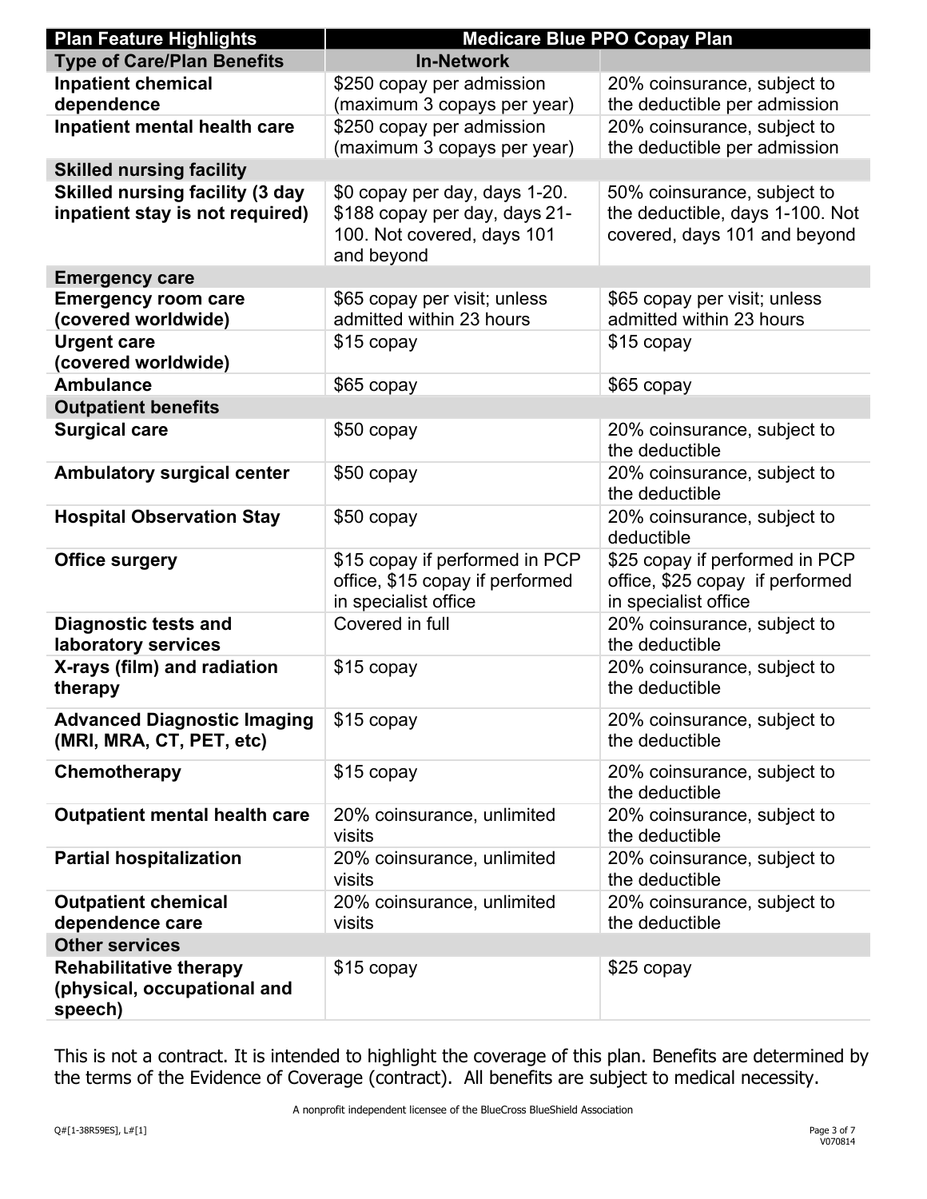| Plan Feature Highlights | Medicare Blue PPO Copay Plan | |
|---|---|---|
| **Type of Care/Plan Benefits** | **In-Network** | |
| **Inpatient chemical dependence** | $250 copay per admission (maximum 3 copays per year) | 20% coinsurance, subject to the deductible per admission |
| **Inpatient mental health care** | $250 copay per admission (maximum 3 copays per year) | 20% coinsurance, subject to the deductible per admission |
| **Skilled nursing facility** | | |
| **Skilled nursing facility (3 day inpatient stay is not required)** | $0 copay per day, days 1-20. $188 copay per day, days 21-100. Not covered, days 101 and beyond | 50% coinsurance, subject to the deductible, days 1-100. Not covered, days 101 and beyond |
| **Emergency care** | | |
| **Emergency room care (covered worldwide)** | $65 copay per visit; unless admitted within 23 hours | $65 copay per visit; unless admitted within 23 hours |
| **Urgent care (covered worldwide)** | $15 copay | $15 copay |
| **Ambulance** | $65 copay | $65 copay |
| **Outpatient benefits** | | |
| **Surgical care** | $50 copay | 20% coinsurance, subject to the deductible |
| **Ambulatory surgical center** | $50 copay | 20% coinsurance, subject to the deductible |
| **Hospital Observation Stay** | $50 copay | 20% coinsurance, subject to deductible |
| **Office surgery** | $15 copay if performed in PCP office, $15 copay if performed in specialist office | $25 copay if performed in PCP office, $25 copay if performed in specialist office |
| **Diagnostic tests and laboratory services** | Covered in full | 20% coinsurance, subject to the deductible |
| **X-rays (film) and radiation therapy** | $15 copay | 20% coinsurance, subject to the deductible |
| **Advanced Diagnostic Imaging (MRI, MRA, CT, PET, etc)** | $15 copay | 20% coinsurance, subject to the deductible |
| **Chemotherapy** | $15 copay | 20% coinsurance, subject to the deductible |
| **Outpatient mental health care** | 20% coinsurance, unlimited visits | 20% coinsurance, subject to the deductible |
| **Partial hospitalization** | 20% coinsurance, unlimited visits | 20% coinsurance, subject to the deductible |
| **Outpatient chemical dependence care** | 20% coinsurance, unlimited visits | 20% coinsurance, subject to the deductible |
| **Other services** | | |
| **Rehabilitative therapy (physical, occupational and speech)** | $15 copay | $25 copay |

This is not a contract. It is intended to highlight the coverage of this plan. Benefits are determined by the terms of the Evidence of Coverage (contract). All benefits are subject to medical necessity.

A nonprofit independent licensee of the BlueCross BlueShield Association

Q#[1-38R59ES], L#[1]

V070814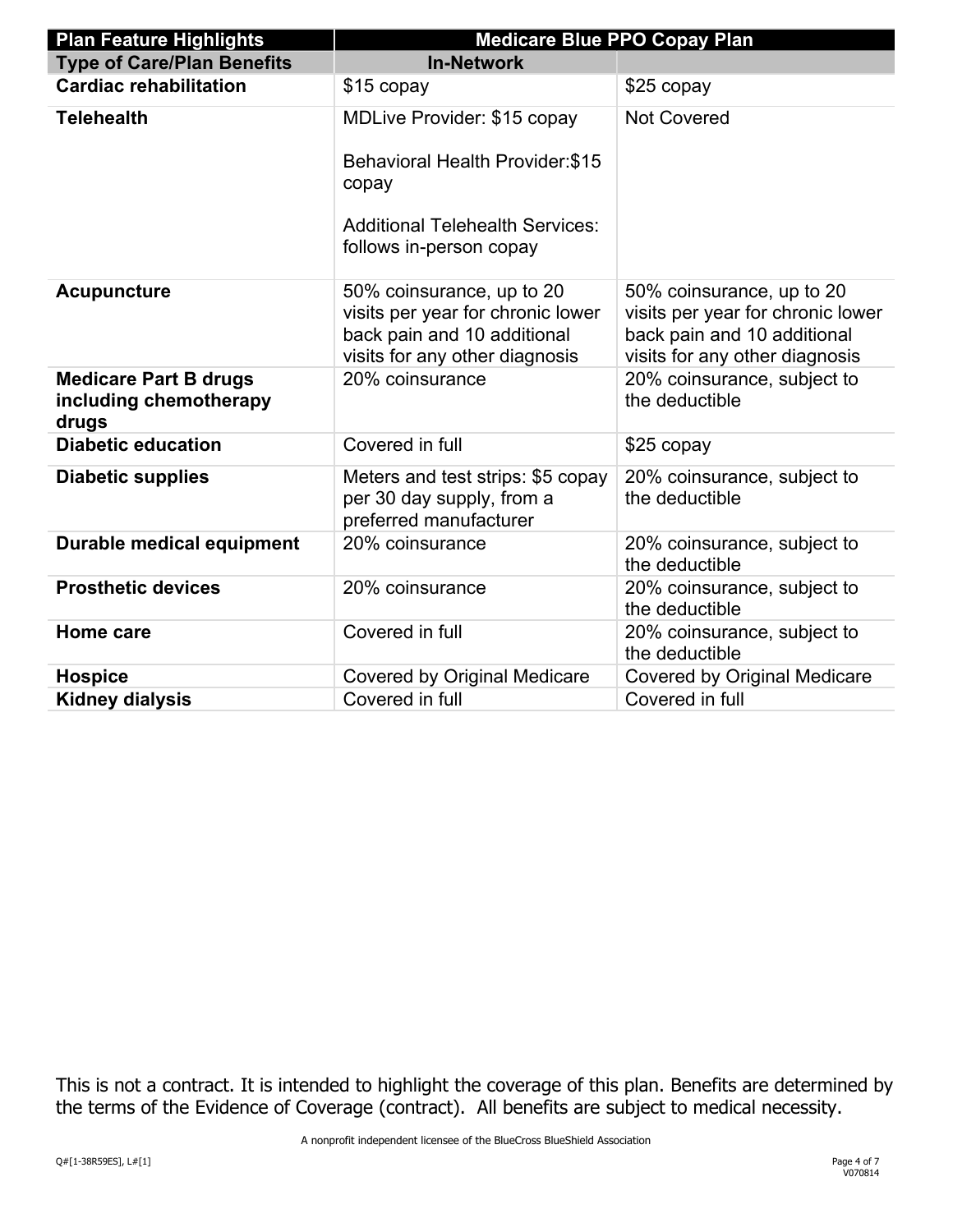| Plan Feature Highlights | Medicare Blue PPO Copay Plan | |
|---|---|---|
| **Type of Care/Plan Benefits** | **In-Network** | |
| **Cardiac rehabilitation** | $15 copay | $25 copay |
| **Telehealth** | MDLive Provider: $15 copay<br><br>Behavioral Health Provider:$15 copay<br><br>Additional Telehealth Services: follows in-person copay | Not Covered |
| **Acupuncture** | 50% coinsurance, up to 20 visits per year for chronic lower back pain and 10 additional visits for any other diagnosis | 50% coinsurance, up to 20 visits per year for chronic lower back pain and 10 additional visits for any other diagnosis |
| **Medicare Part B drugs including chemotherapy drugs** | 20% coinsurance | 20% coinsurance, subject to the deductible |
| **Diabetic education** | Covered in full | $25 copay |
| **Diabetic supplies** | Meters and test strips: $5 copay per 30 day supply, from a preferred manufacturer | 20% coinsurance, subject to the deductible |
| **Durable medical equipment** | 20% coinsurance | 20% coinsurance, subject to the deductible |
| **Prosthetic devices** | 20% coinsurance | 20% coinsurance, subject to the deductible |
| **Home care** | Covered in full | 20% coinsurance, subject to the deductible |
| **Hospice** | Covered by Original Medicare | Covered by Original Medicare |
| **Kidney dialysis** | Covered in full | Covered in full |

This is not a contract. It is intended to highlight the coverage of this plan. Benefits are determined by the terms of the Evidence of Coverage (contract). All benefits are subject to medical necessity.

A nonprofit independent licensee of the BlueCross BlueShield Association

Q#[1-38R59ES], L#[1]

V070814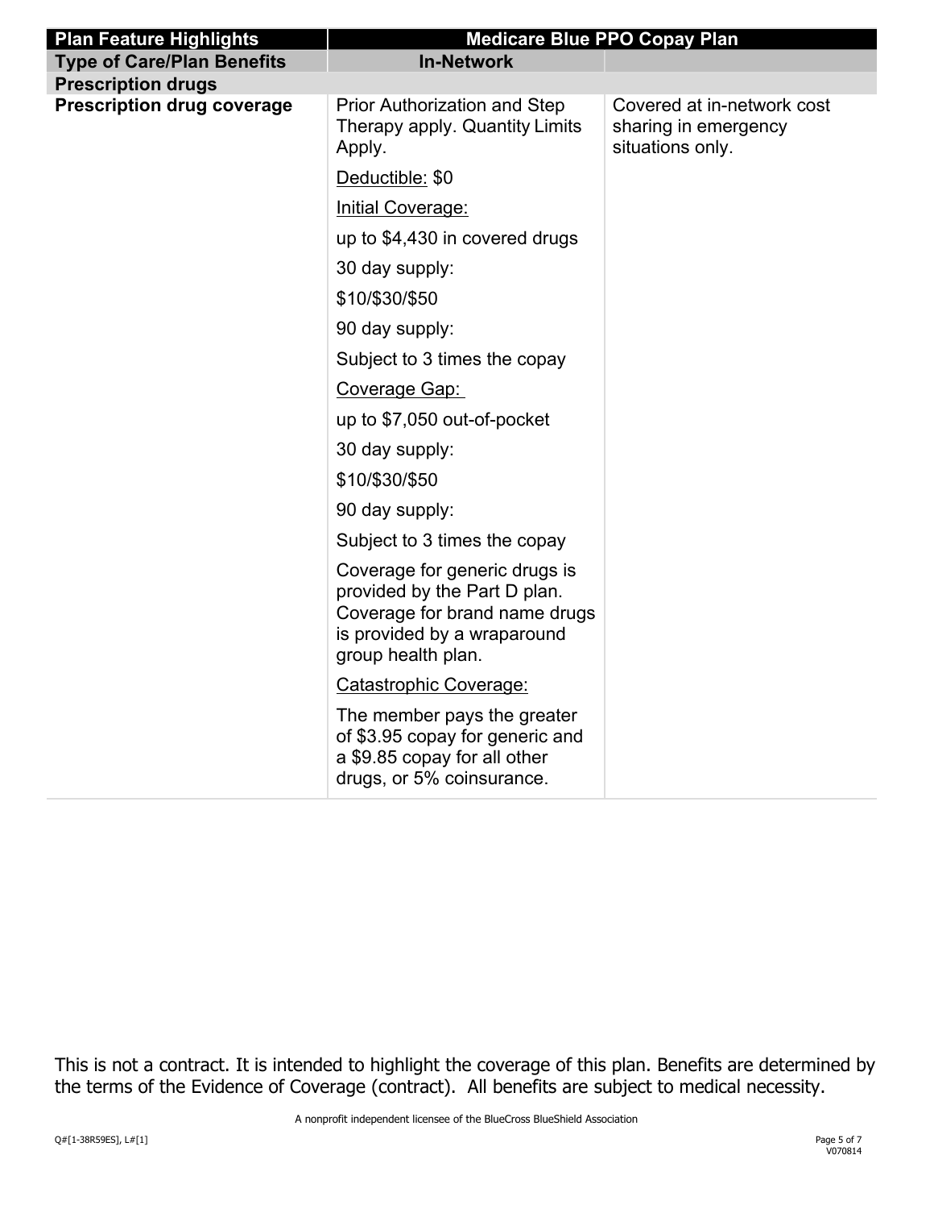| Plan Feature Highlights | Medicare Blue PPO Copay Plan | |
|---|---|---|
| **Type of Care/Plan Benefits** | **In-Network** | |
| **Prescription drugs** | | |
| **Prescription drug coverage** | Prior Authorization and Step Therapy apply. Quantity Limits Apply.<br><br>Deductible: $0<br><br>Initial Coverage:<br><br>up to $4,430 in covered drugs<br><br>30 day supply:<br><br>$10/$30/$50<br><br>90 day supply:<br><br>Subject to 3 times the copay<br><br>Coverage Gap:<br><br>up to $7,050 out-of-pocket<br><br>30 day supply:<br><br>$10/$30/$50<br><br>90 day supply:<br><br>Subject to 3 times the copay<br><br>Coverage for generic drugs is provided by the Part D plan. Coverage for brand name drugs is provided by a wraparound group health plan.<br><br>Catastrophic Coverage:<br><br>The member pays the greater of $3.95 copay for generic and a $9.85 copay for all other drugs, or 5% coinsurance. | Covered at in-network cost sharing in emergency situations only. |

This is not a contract. It is intended to highlight the coverage of this plan. Benefits are determined by the terms of the Evidence of Coverage (contract). All benefits are subject to medical necessity.

A nonprofit independent licensee of the BlueCross BlueShield Association

Q#[1-38R59ES], L#[1]

V070814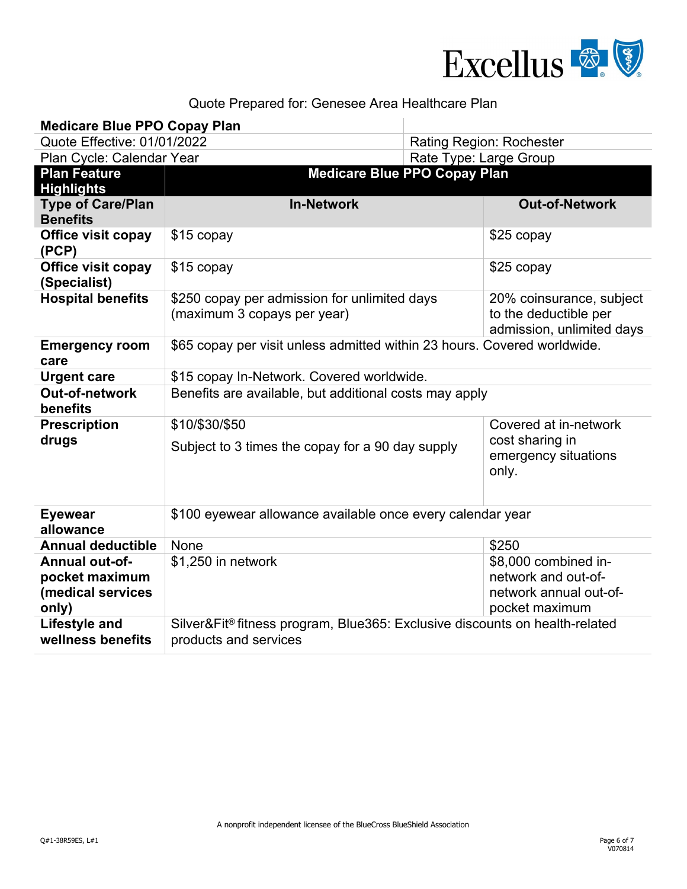Excellus

Quote Prepared for: Genesee Area Healthcare Plan

| | |
|---|---|
| **Medicare Blue PPO Copay Plan** | |
| Quote Effective: 01/01/2022 | Rating Region: Rochester |
| Plan Cycle: Calendar Year | Rate Type: Large Group |

| **Plan Feature Highlights** | **Medicare Blue PPO Copay Plan** | |
|---|---|---|
| **Type of Care/Plan Benefits** | **In-Network** | **Out-of-Network** |
| **Office visit copay (PCP)** | $15 copay | $25 copay |
| **Office visit copay (Specialist)** | $15 copay | $25 copay |
| **Hospital benefits** | $250 copay per admission for unlimited days (maximum 3 copays per year) | 20% coinsurance, subject to the deductible per admission, unlimited days |
| **Emergency room care** | $65 copay per visit unless admitted within 23 hours. Covered worldwide. | |
| **Urgent care** | $15 copay In-Network. Covered worldwide. | |
| **Out-of-network benefits** | Benefits are available, but additional costs may apply | |
| **Prescription drugs** | $10/$30/$50<br>Subject to 3 times the copay for a 90 day supply | Covered at in-network cost sharing in emergency situations only. |
| **Eyewear allowance** | $100 eyewear allowance available once every calendar year | |
| **Annual deductible** | None | $250 |
| **Annual out-of-pocket maximum (medical services only)** | $1,250 in network | $8,000 combined in-network and out-of-network annual out-of-pocket maximum |
| **Lifestyle and wellness benefits** | Silver&Fit® fitness program, Blue365: Exclusive discounts on health-related products and services | |

A nonprofit independent licensee of the BlueCross BlueShield Association

Q#1-38R59ES, L#1

V070814